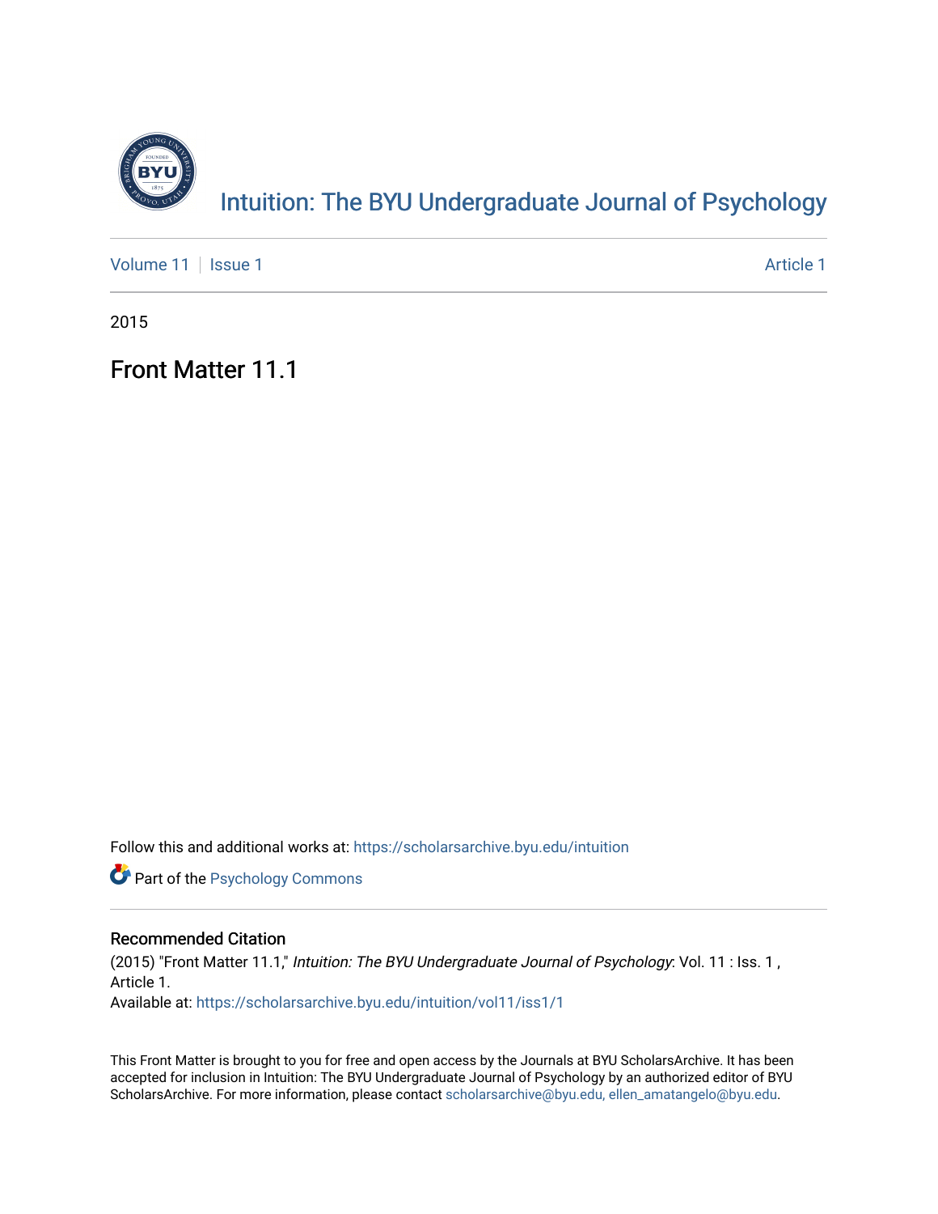# Intuition: The BYU Undergraduate Journal of Psychology

Volume 11 | Issue 1 | Article 1

2015

## Front Matter 11.1

Follow this and additional works at: https://scholarsarchive.byu.edu/intuition

Part of the Psychology Commons

### Recommended Citation

(2015) "Front Matter 11.1," *Intuition: The BYU Undergraduate Journal of Psychology*: Vol. 11 : Iss. 1 , Article 1.
Available at: https://scholarsarchive.byu.edu/intuition/vol11/iss1/1

This Front Matter is brought to you for free and open access by the Journals at BYU ScholarsArchive. It has been accepted for inclusion in Intuition: The BYU Undergraduate Journal of Psychology by an authorized editor of BYU ScholarsArchive. For more information, please contact scholarsarchive@byu.edu, ellen_amatangelo@byu.edu.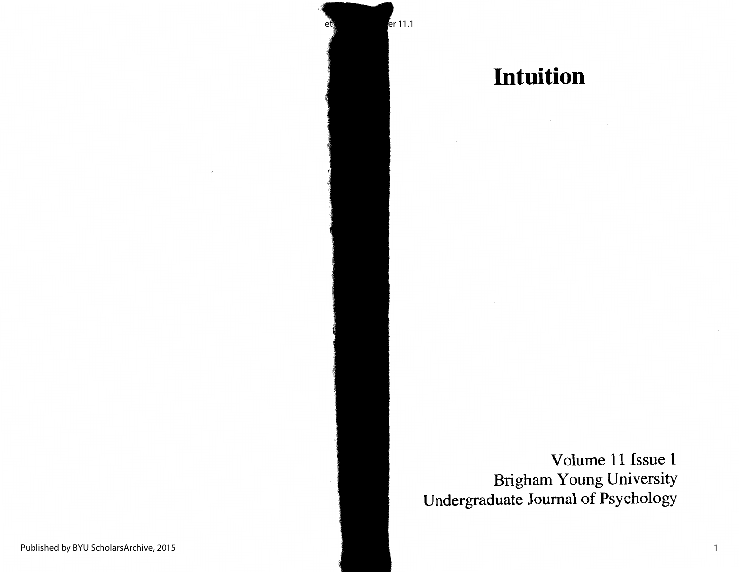# Intuition

Volume 11 Issue 1
Brigham Young University
Undergraduate Journal of Psychology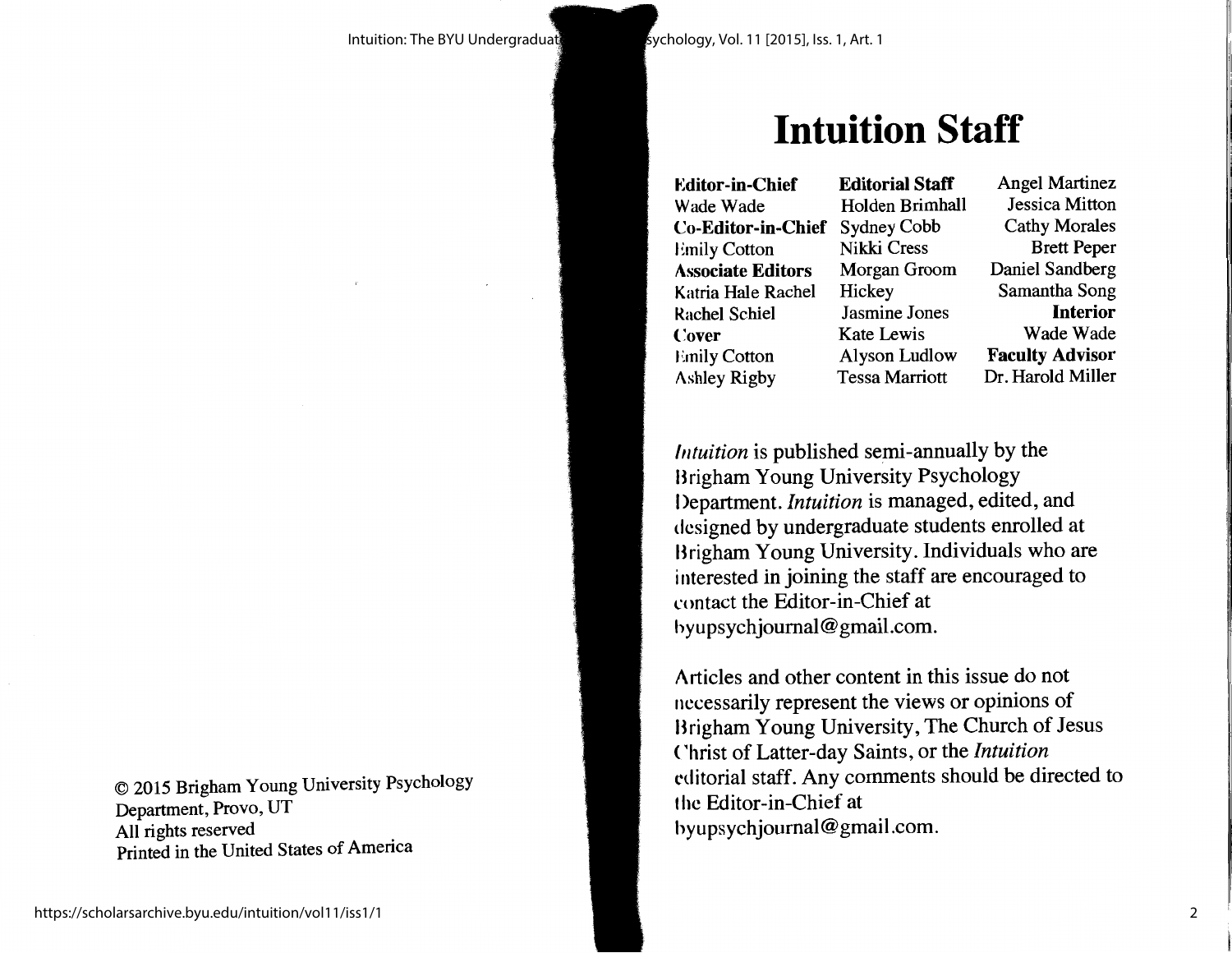© 2015 Brigham Young University Psychology Department, Provo, UT
All rights reserved
Printed in the United States of America

# Intuition Staff

**Editor-in-Chief**
Wade Wade

**Co-Editor-in-Chief**
Emily Cotton

**Associate Editors**
Katria Hale Rachel
Rachel Schiel

**Cover**
Emily Cotton
Ashley Rigby

**Editorial Staff**
Holden Brimhall
Sydney Cobb
Nikki Cress
Morgan Groom
Hickey
Jasmine Jones
Kate Lewis
Alyson Ludlow
Tessa Marriott
Angel Martinez
Jessica Mitton
Cathy Morales
Brett Peper
Daniel Sandberg
Samantha Song

**Interior**
Wade Wade

**Faculty Advisor**
Dr. Harold Miller

*Intuition* is published semi-annually by the Brigham Young University Psychology Department. *Intuition* is managed, edited, and designed by undergraduate students enrolled at Brigham Young University. Individuals who are interested in joining the staff are encouraged to contact the Editor-in-Chief at byupsychjournal@gmail.com.

Articles and other content in this issue do not necessarily represent the views or opinions of Brigham Young University, The Church of Jesus Christ of Latter-day Saints, or the *Intuition* editorial staff. Any comments should be directed to the Editor-in-Chief at byupsychjournal@gmail.com.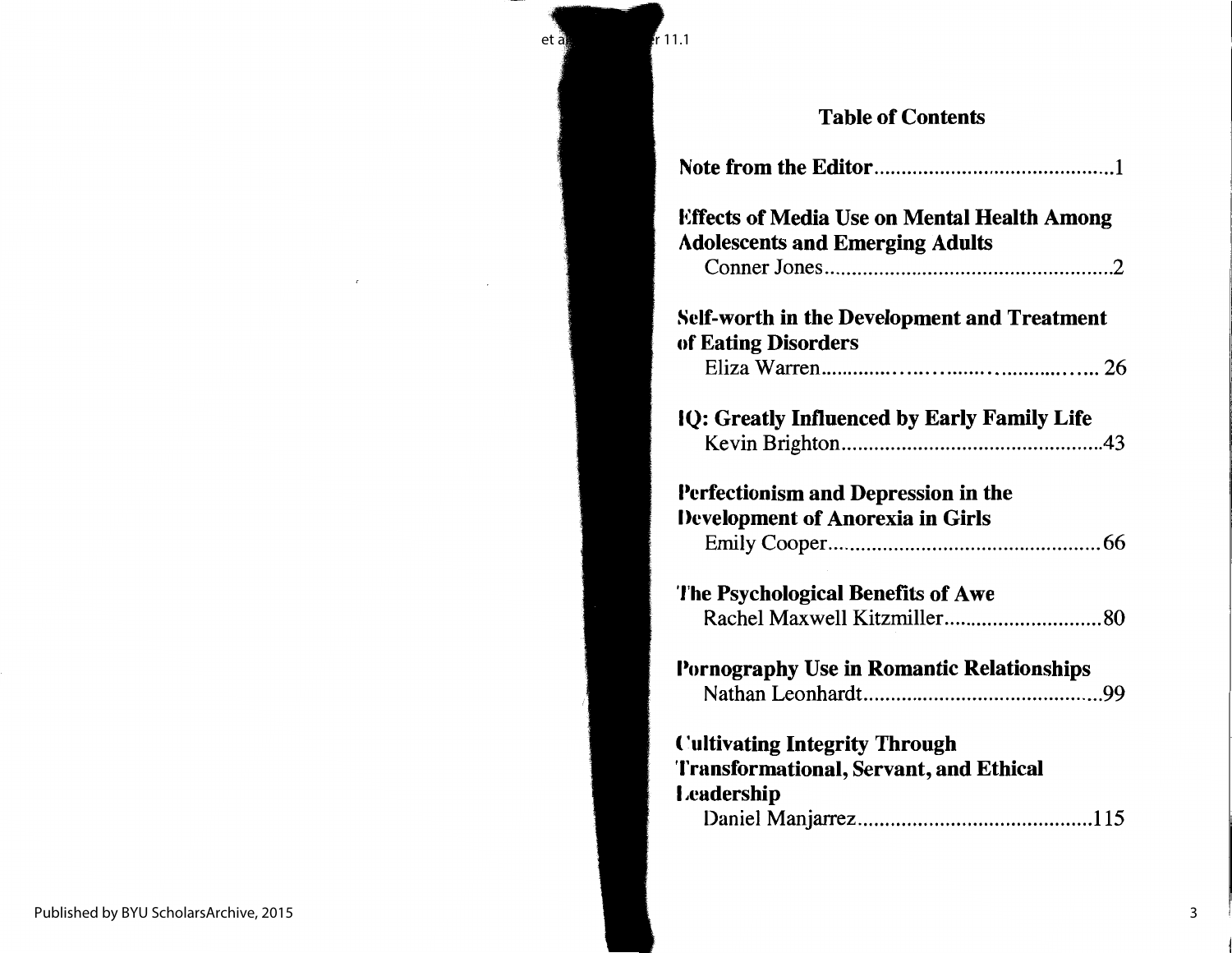# Table of Contents

**Note from the Editor**..........................................1

**Effects of Media Use on Mental Health Among Adolescents and Emerging Adults**
Conner Jones..........................................................2

**Self-worth in the Development and Treatment of Eating Disorders**
Eliza Warren........................................................26

**IQ: Greatly Influenced by Early Family Life**
Kevin Brighton.....................................................43

**Perfectionism and Depression in the Development of Anorexia in Girls**
Emily Cooper........................................................66

**The Psychological Benefits of Awe**
Rachel Maxwell Kitzmiller....................................80

**Pornography Use in Romantic Relationships**
Nathan Leonhardt..................................................99

**Cultivating Integrity Through Transformational, Servant, and Ethical Leadership**
Daniel Manjarrez..................................................115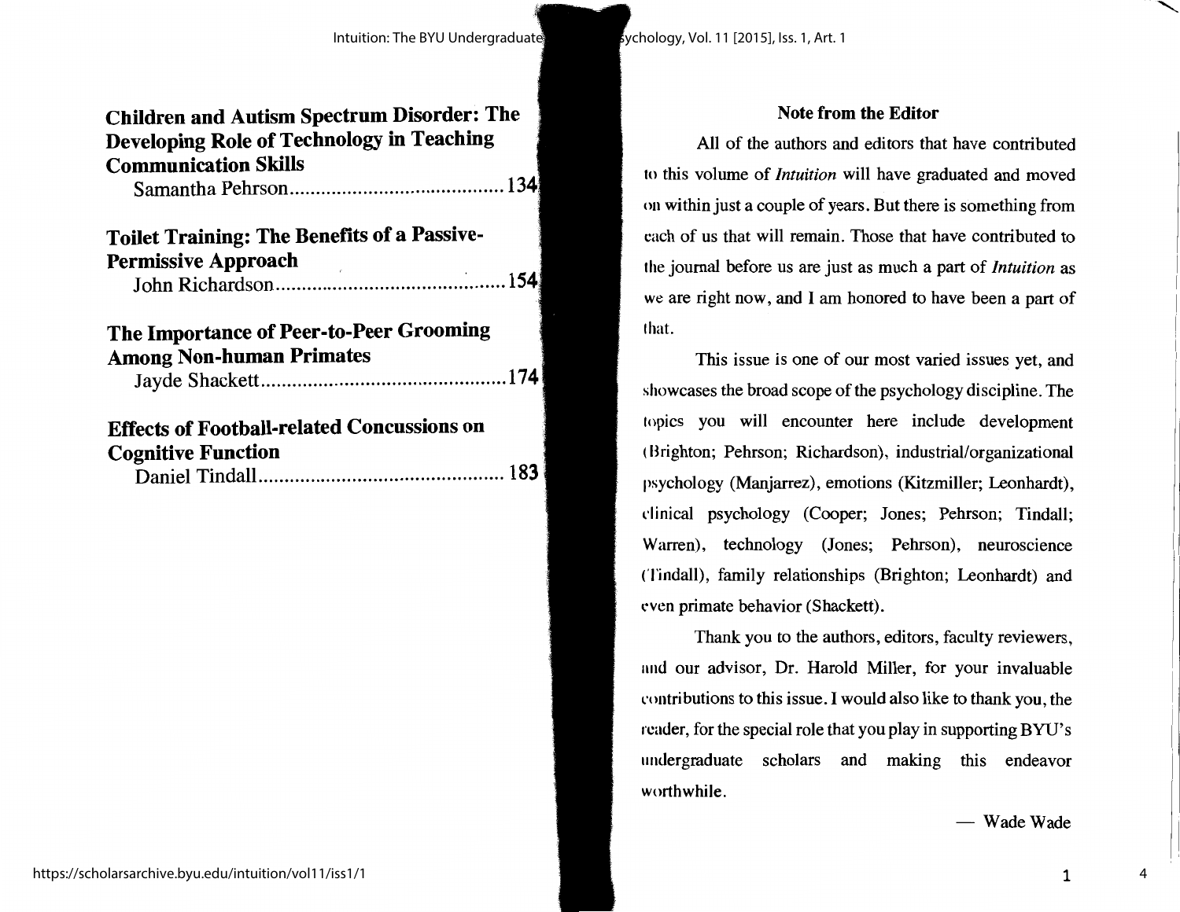**Children and Autism Spectrum Disorder: The Developing Role of Technology in Teaching Communication Skills**
Samantha Pehrson........................................134

**Toilet Training: The Benefits of a Passive-Permissive Approach**
John Richardson...........................................154

**The Importance of Peer-to-Peer Grooming Among Non-human Primates**
Jayde Shackett..............................................174

**Effects of Football-related Concussions on Cognitive Function**
Daniel Tindall............................................... 183

## Note from the Editor

All of the authors and editors that have contributed to this volume of *Intuition* will have graduated and moved on within just a couple of years. But there is something from each of us that will remain. Those that have contributed to the journal before us are just as much a part of *Intuition* as we are right now, and I am honored to have been a part of that.

This issue is one of our most varied issues yet, and showcases the broad scope of the psychology discipline. The topics you will encounter here include development (Brighton; Pehrson; Richardson), industrial/organizational psychology (Manjarrez), emotions (Kitzmiller; Leonhardt), clinical psychology (Cooper; Jones; Pehrson; Tindall; Warren), technology (Jones; Pehrson), neuroscience (Tindall), family relationships (Brighton; Leonhardt) and even primate behavior (Shackett).

Thank you to the authors, editors, faculty reviewers, and our advisor, Dr. Harold Miller, for your invaluable contributions to this issue. I would also like to thank you, the reader, for the special role that you play in supporting BYU's undergraduate scholars and making this endeavor worthwhile.

— Wade Wade